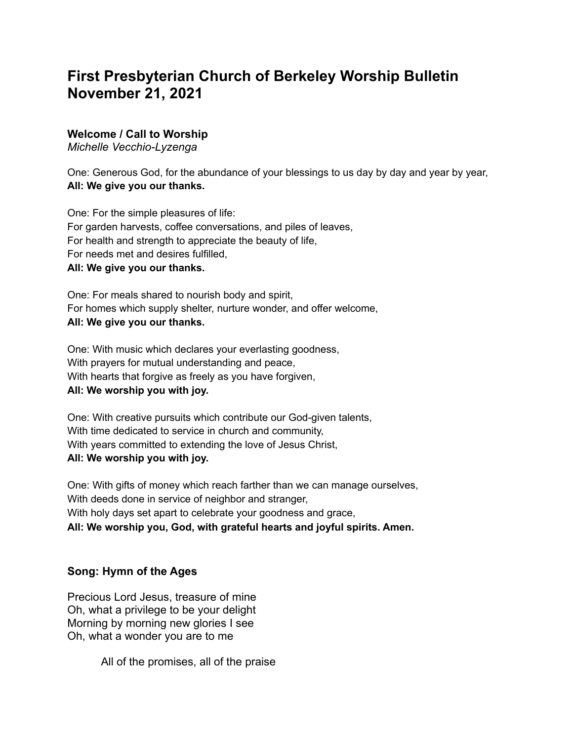# First Presbyterian Church of Berkeley Worship Bulletin November 21, 2021

### Welcome / Call to Worship

*Michelle Vecchio-Lyzenga*

One: Generous God, for the abundance of your blessings to us day by day and year by year,  
**All: We give you our thanks.**

One: For the simple pleasures of life:  
For garden harvests, coffee conversations, and piles of leaves,  
For health and strength to appreciate the beauty of life,  
For needs met and desires fulfilled,  
**All: We give you our thanks.**

One: For meals shared to nourish body and spirit,  
For homes which supply shelter, nurture wonder, and offer welcome,  
**All: We give you our thanks.**

One: With music which declares your everlasting goodness,  
With prayers for mutual understanding and peace,  
With hearts that forgive as freely as you have forgiven,  
**All: We worship you with joy.**

One: With creative pursuits which contribute our God-given talents,  
With time dedicated to service in church and community,  
With years committed to extending the love of Jesus Christ,  
**All: We worship you with joy.**

One: With gifts of money which reach farther than we can manage ourselves,  
With deeds done in service of neighbor and stranger,  
With holy days set apart to celebrate your goodness and grace,  
**All: We worship you, God, with grateful hearts and joyful spirits. Amen.**

### Song: Hymn of the Ages

Precious Lord Jesus, treasure of mine  
Oh, what a privilege to be your delight  
Morning by morning new glories I see  
Oh, what a wonder you are to me

All of the promises, all of the praise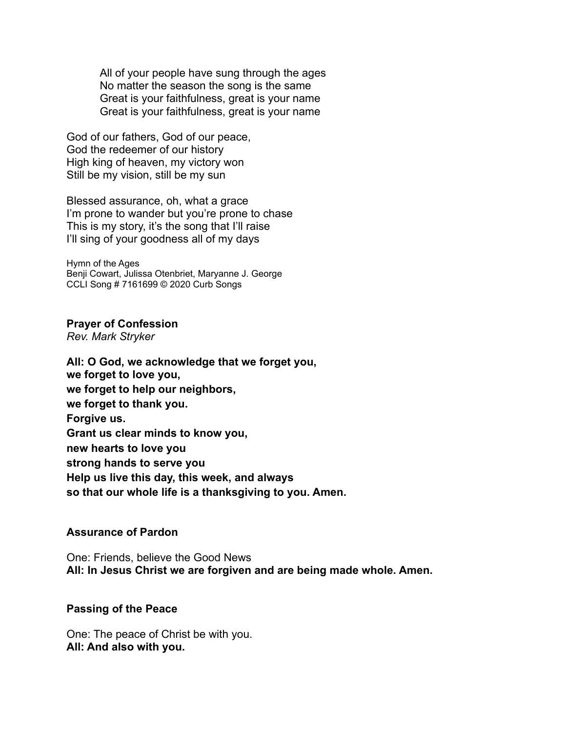All of your people have sung through the ages
No matter the season the song is the same
Great is your faithfulness, great is your name
Great is your faithfulness, great is your name

God of our fathers, God of our peace,
God the redeemer of our history
High king of heaven, my victory won
Still be my vision, still be my sun

Blessed assurance, oh, what a grace
I'm prone to wander but you're prone to chase
This is my story, it's the song that I'll raise
I'll sing of your goodness all of my days

Hymn of the Ages
Benji Cowart, Julissa Otenbriet, Maryanne J. George
CCLI Song # 7161699 © 2020 Curb Songs

**Prayer of Confession**
*Rev. Mark Stryker*

**All: O God, we acknowledge that we forget you,**
**we forget to love you,**
**we forget to help our neighbors,**
**we forget to thank you.**
**Forgive us.**
**Grant us clear minds to know you,**
**new hearts to love you**
**strong hands to serve you**
**Help us live this day, this week, and always**
**so that our whole life is a thanksgiving to you. Amen.**

**Assurance of Pardon**

One: Friends, believe the Good News
**All: In Jesus Christ we are forgiven and are being made whole. Amen.**

**Passing of the Peace**

One: The peace of Christ be with you.
**All: And also with you.**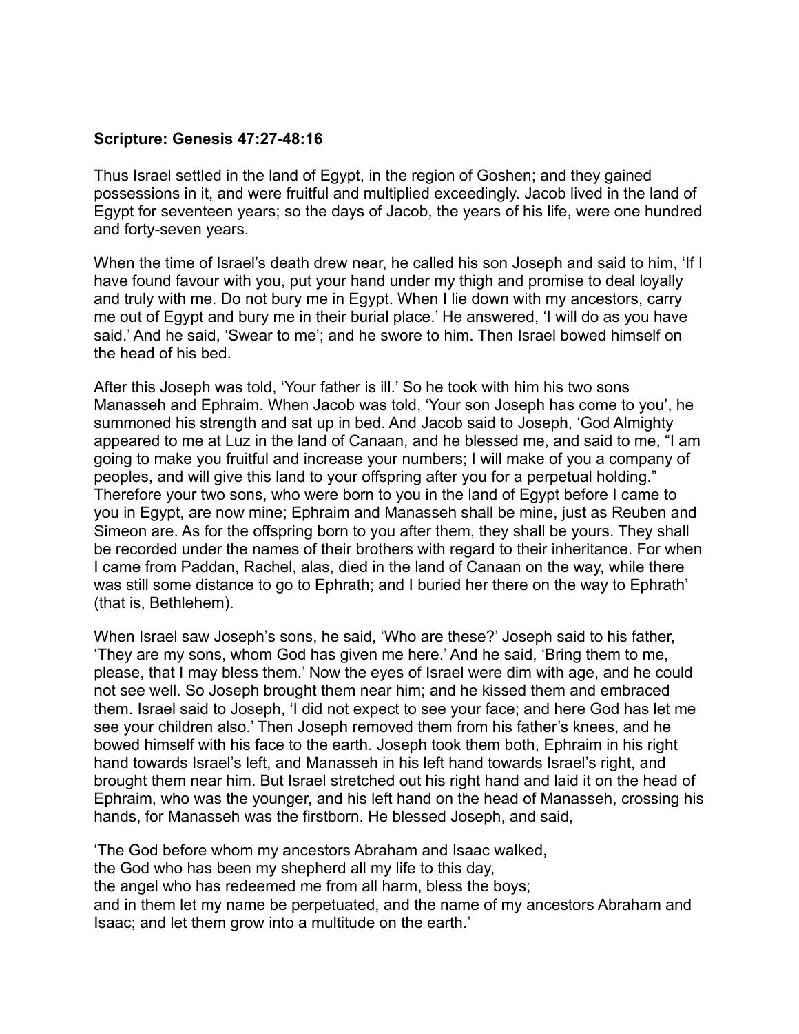**Scripture: Genesis 47:27-48:16**

Thus Israel settled in the land of Egypt, in the region of Goshen; and they gained possessions in it, and were fruitful and multiplied exceedingly. Jacob lived in the land of Egypt for seventeen years; so the days of Jacob, the years of his life, were one hundred and forty-seven years.

When the time of Israel's death drew near, he called his son Joseph and said to him, 'If I have found favour with you, put your hand under my thigh and promise to deal loyally and truly with me. Do not bury me in Egypt. When I lie down with my ancestors, carry me out of Egypt and bury me in their burial place.' He answered, 'I will do as you have said.' And he said, 'Swear to me'; and he swore to him. Then Israel bowed himself on the head of his bed.

After this Joseph was told, 'Your father is ill.' So he took with him his two sons Manasseh and Ephraim. When Jacob was told, 'Your son Joseph has come to you', he summoned his strength and sat up in bed. And Jacob said to Joseph, 'God Almighty appeared to me at Luz in the land of Canaan, and he blessed me, and said to me, "I am going to make you fruitful and increase your numbers; I will make of you a company of peoples, and will give this land to your offspring after you for a perpetual holding." Therefore your two sons, who were born to you in the land of Egypt before I came to you in Egypt, are now mine; Ephraim and Manasseh shall be mine, just as Reuben and Simeon are. As for the offspring born to you after them, they shall be yours. They shall be recorded under the names of their brothers with regard to their inheritance. For when I came from Paddan, Rachel, alas, died in the land of Canaan on the way, while there was still some distance to go to Ephrath; and I buried her there on the way to Ephrath' (that is, Bethlehem).

When Israel saw Joseph's sons, he said, 'Who are these?' Joseph said to his father, 'They are my sons, whom God has given me here.' And he said, 'Bring them to me, please, that I may bless them.' Now the eyes of Israel were dim with age, and he could not see well. So Joseph brought them near him; and he kissed them and embraced them. Israel said to Joseph, 'I did not expect to see your face; and here God has let me see your children also.' Then Joseph removed them from his father's knees, and he bowed himself with his face to the earth. Joseph took them both, Ephraim in his right hand towards Israel's left, and Manasseh in his left hand towards Israel's right, and brought them near him. But Israel stretched out his right hand and laid it on the head of Ephraim, who was the younger, and his left hand on the head of Manasseh, crossing his hands, for Manasseh was the firstborn. He blessed Joseph, and said,

'The God before whom my ancestors Abraham and Isaac walked,
the God who has been my shepherd all my life to this day,
the angel who has redeemed me from all harm, bless the boys;
and in them let my name be perpetuated, and the name of my ancestors Abraham and Isaac; and let them grow into a multitude on the earth.'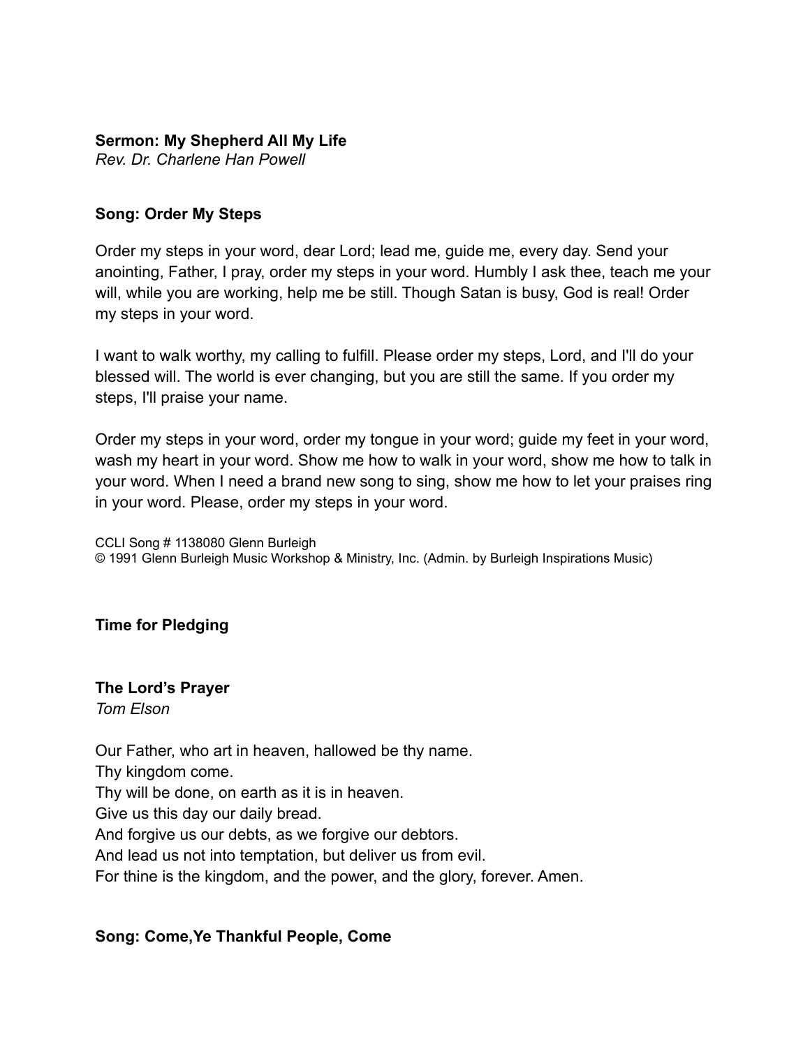**Sermon: My Shepherd All My Life**
*Rev. Dr. Charlene Han Powell*

**Song: Order My Steps**

Order my steps in your word, dear Lord; lead me, guide me, every day. Send your anointing, Father, I pray, order my steps in your word. Humbly I ask thee, teach me your will, while you are working, help me be still. Though Satan is busy, God is real! Order my steps in your word.

I want to walk worthy, my calling to fulfill. Please order my steps, Lord, and I'll do your blessed will. The world is ever changing, but you are still the same. If you order my steps, I'll praise your name.

Order my steps in your word, order my tongue in your word; guide my feet in your word, wash my heart in your word. Show me how to walk in your word, show me how to talk in your word. When I need a brand new song to sing, show me how to let your praises ring in your word. Please, order my steps in your word.

CCLI Song # 1138080 Glenn Burleigh
© 1991 Glenn Burleigh Music Workshop & Ministry, Inc. (Admin. by Burleigh Inspirations Music)

**Time for Pledging**

**The Lord's Prayer**
*Tom Elson*

Our Father, who art in heaven, hallowed be thy name.
Thy kingdom come.
Thy will be done, on earth as it is in heaven.
Give us this day our daily bread.
And forgive us our debts, as we forgive our debtors.
And lead us not into temptation, but deliver us from evil.
For thine is the kingdom, and the power, and the glory, forever. Amen.

**Song: Come,Ye Thankful People, Come**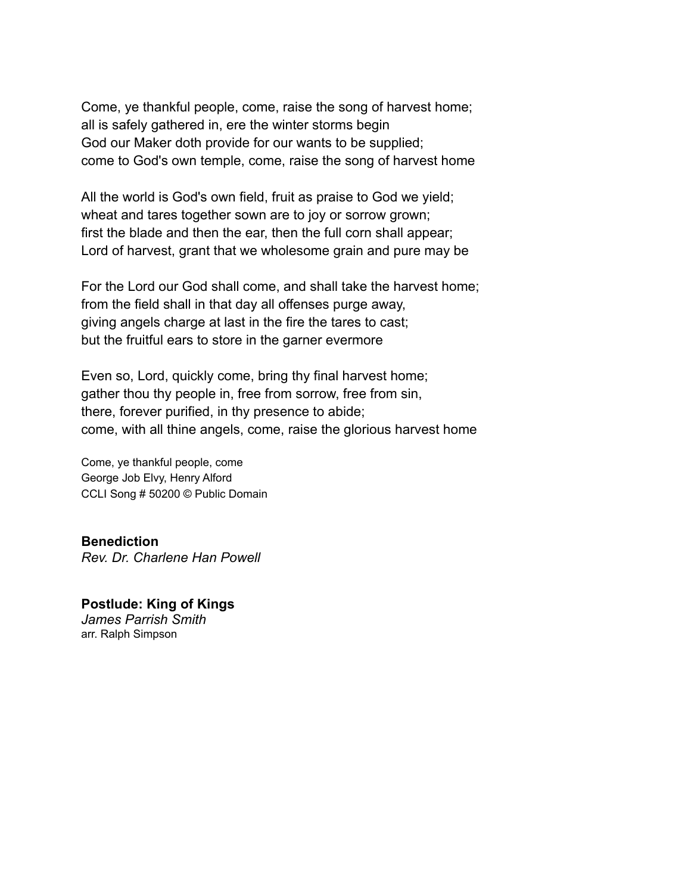Come, ye thankful people, come, raise the song of harvest home;
all is safely gathered in, ere the winter storms begin
God our Maker doth provide for our wants to be supplied;
come to God's own temple, come, raise the song of harvest home

All the world is God's own field, fruit as praise to God we yield;
wheat and tares together sown are to joy or sorrow grown;
first the blade and then the ear, then the full corn shall appear;
Lord of harvest, grant that we wholesome grain and pure may be

For the Lord our God shall come, and shall take the harvest home;
from the field shall in that day all offenses purge away,
giving angels charge at last in the fire the tares to cast;
but the fruitful ears to store in the garner evermore

Even so, Lord, quickly come, bring thy final harvest home;
gather thou thy people in, free from sorrow, free from sin,
there, forever purified, in thy presence to abide;
come, with all thine angels, come, raise the glorious harvest home

Come, ye thankful people, come
George Job Elvy, Henry Alford
CCLI Song # 50200 © Public Domain

**Benediction**
*Rev. Dr. Charlene Han Powell*

**Postlude: King of Kings**
*James Parrish Smith*
arr. Ralph Simpson